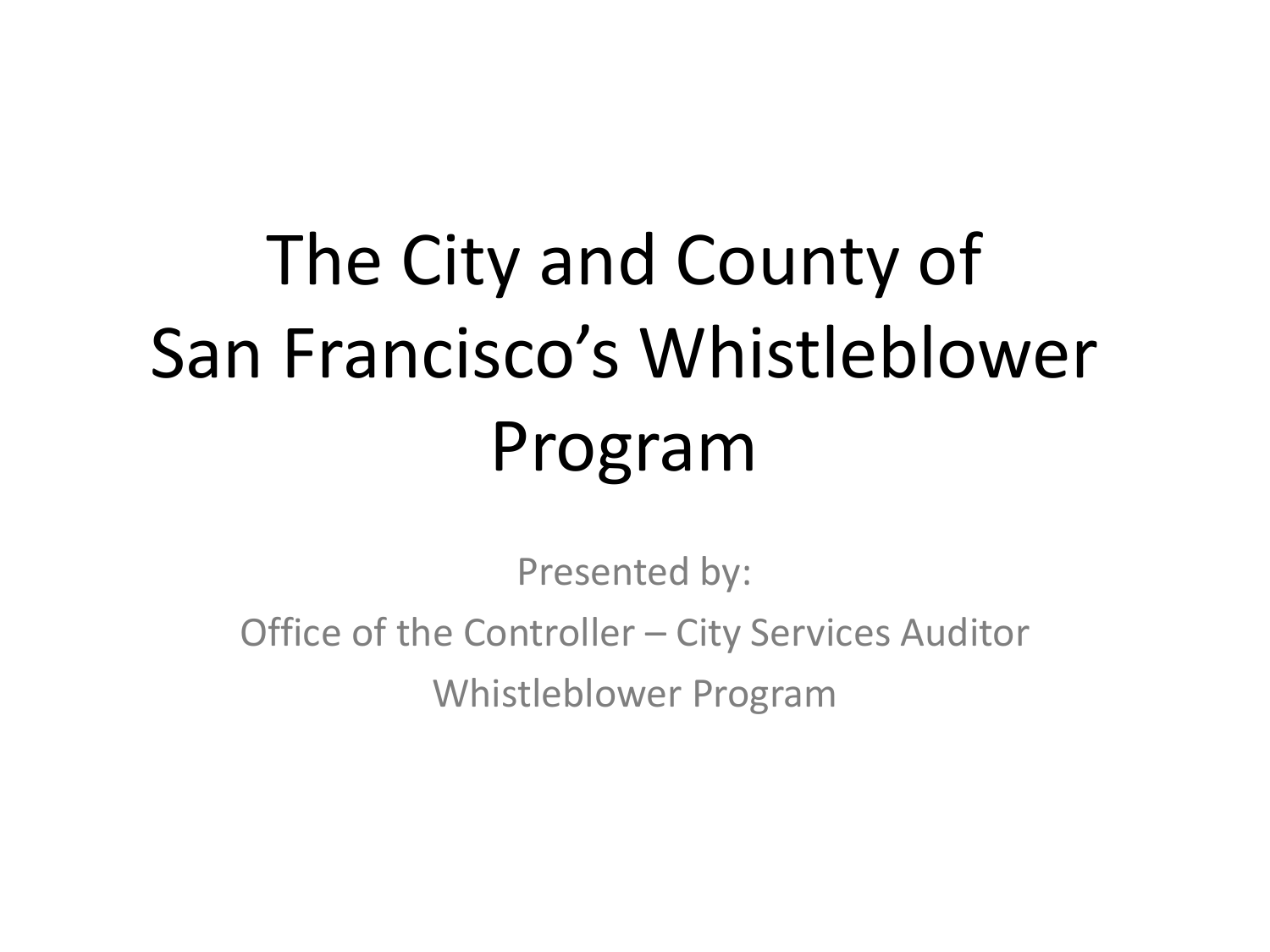# The City and County of San Francisco's Whistleblower Program

Presented by:

Office of the Controller – City Services Auditor

Whistleblower Program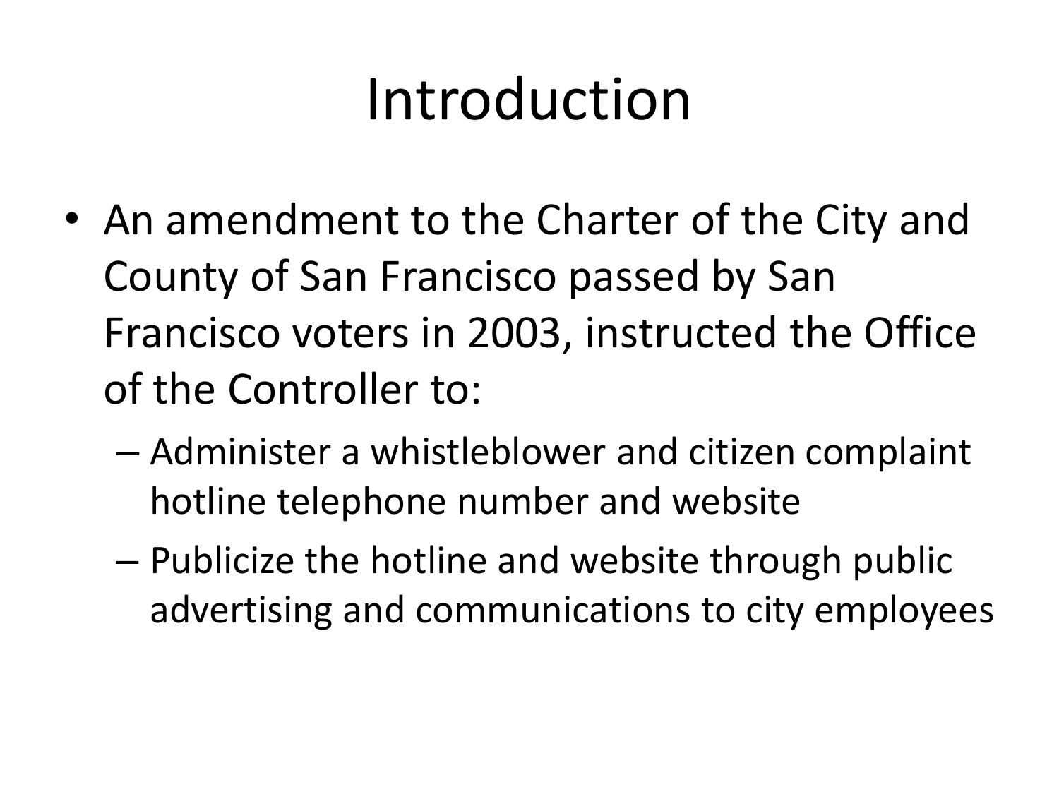# Introduction

- An amendment to the Charter of the City and County of San Francisco passed by San Francisco voters in 2003, instructed the Office of the Controller to:
  - Administer a whistleblower and citizen complaint hotline telephone number and website
  - Publicize the hotline and website through public advertising and communications to city employees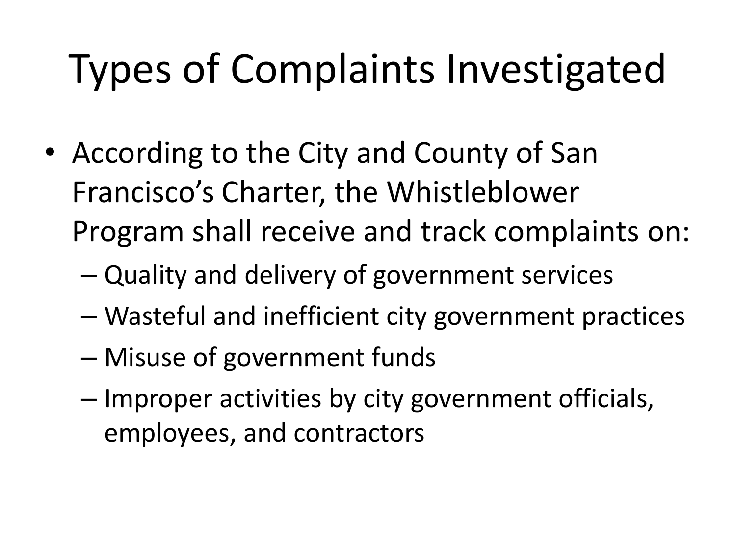# Types of Complaints Investigated

- According to the City and County of San Francisco's Charter, the Whistleblower Program shall receive and track complaints on:
  - Quality and delivery of government services
  - Wasteful and inefficient city government practices
  - Misuse of government funds
  - Improper activities by city government officials, employees, and contractors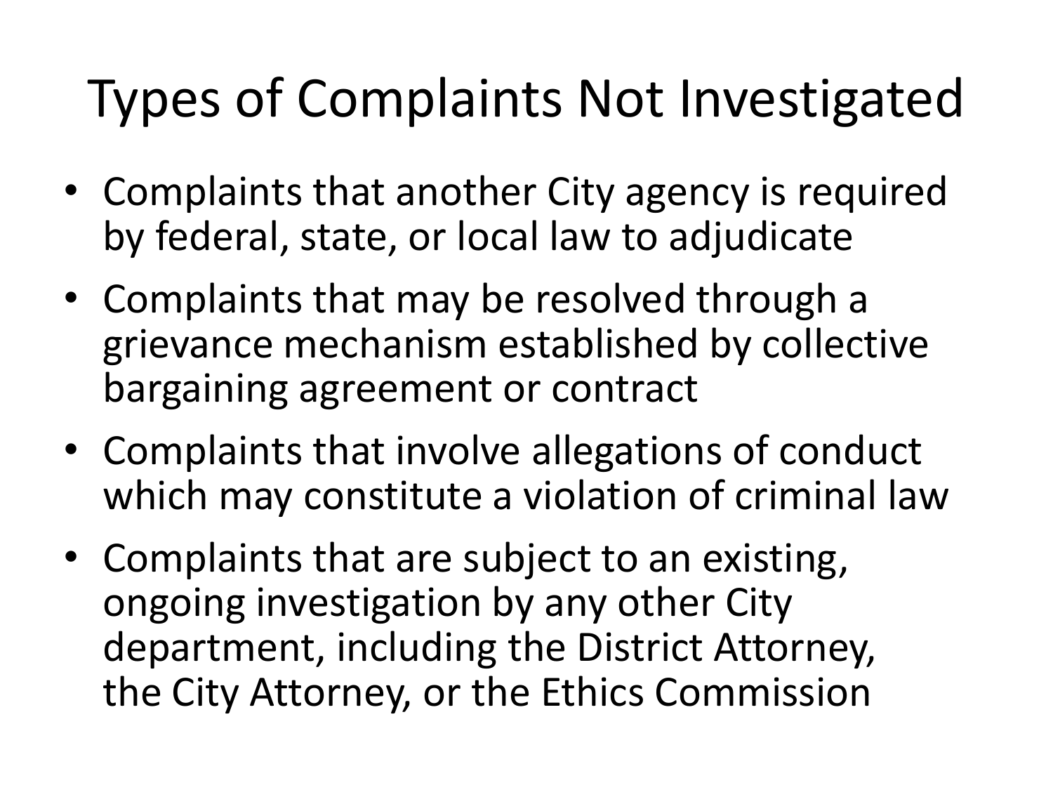# Types of Complaints Not Investigated

- Complaints that another City agency is required by federal, state, or local law to adjudicate
- Complaints that may be resolved through a grievance mechanism established by collective bargaining agreement or contract
- Complaints that involve allegations of conduct which may constitute a violation of criminal law
- Complaints that are subject to an existing, ongoing investigation by any other City department, including the District Attorney, the City Attorney, or the Ethics Commission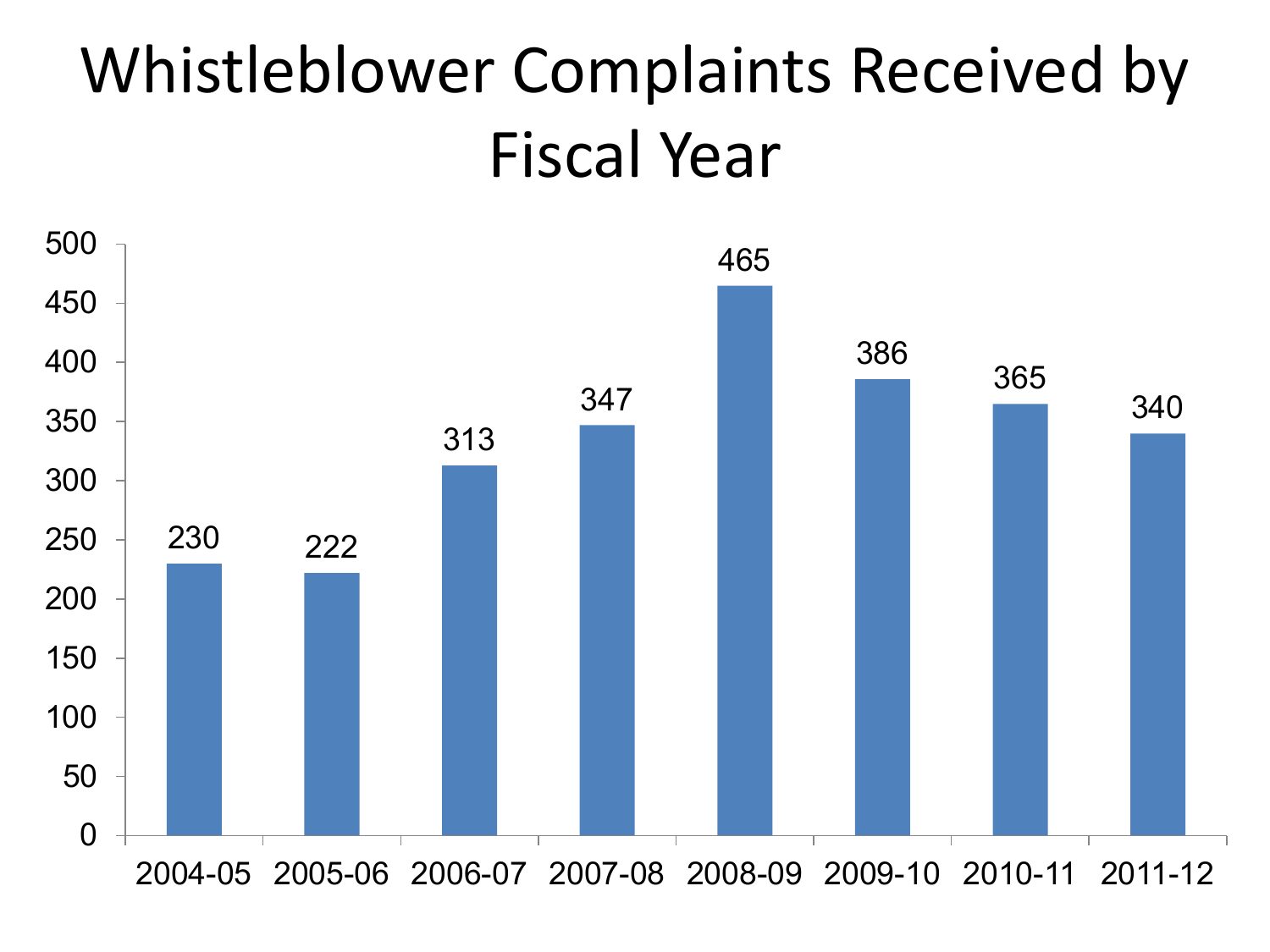# Whistleblower Complaints Received by Fiscal Year

| Fiscal Year | Complaints |
|---|---|
| 2004-05 | 230 |
| 2005-06 | 222 |
| 2006-07 | 313 |
| 2007-08 | 347 |
| 2008-09 | 465 |
| 2009-10 | 386 |
| 2010-11 | 365 |
| 2011-12 | 340 |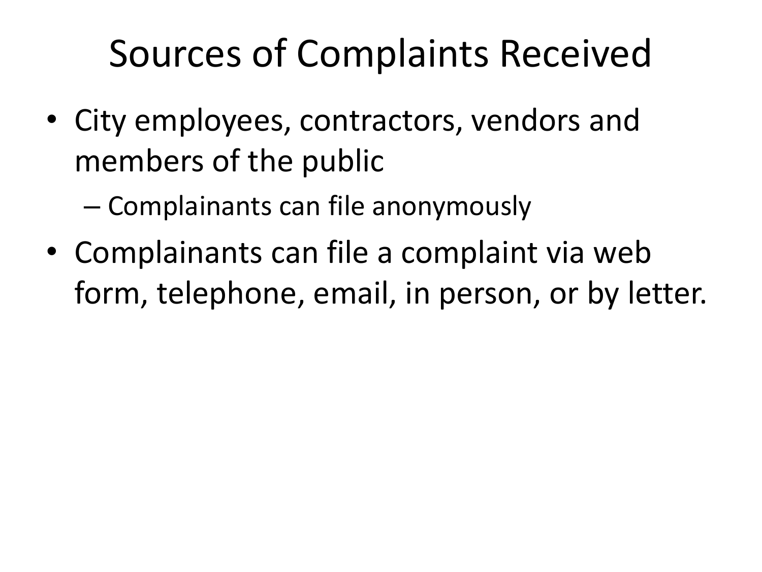# Sources of Complaints Received

- City employees, contractors, vendors and members of the public
  - Complainants can file anonymously
- Complainants can file a complaint via web form, telephone, email, in person, or by letter.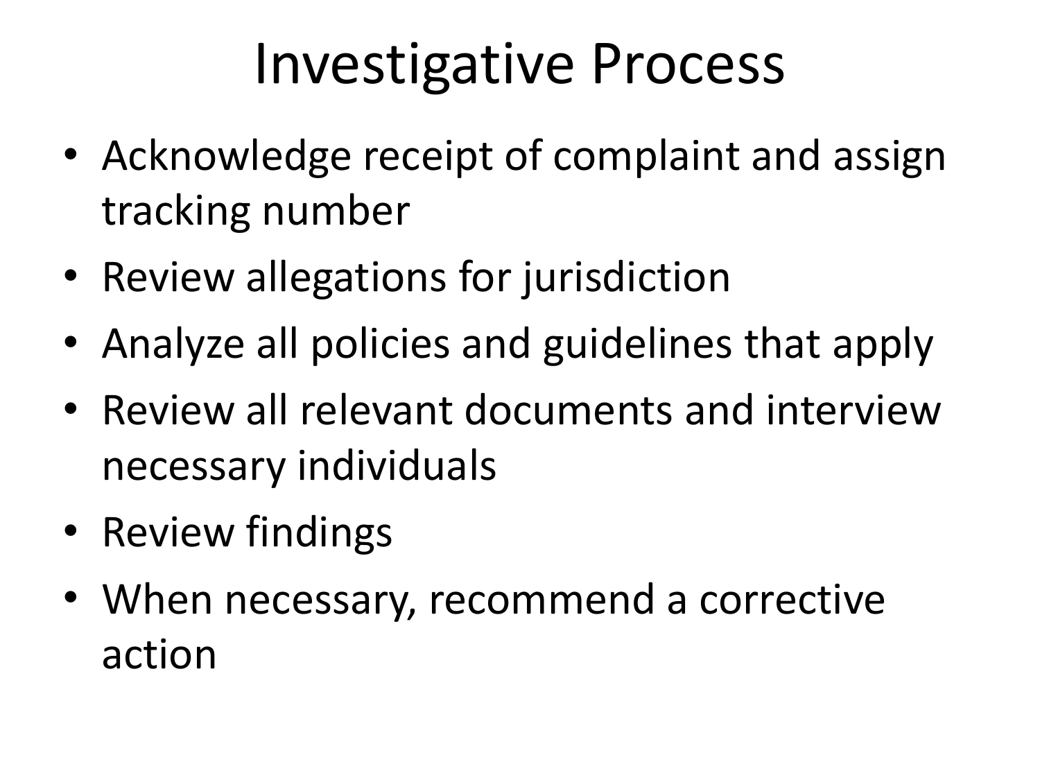# Investigative Process

- Acknowledge receipt of complaint and assign tracking number
- Review allegations for jurisdiction
- Analyze all policies and guidelines that apply
- Review all relevant documents and interview necessary individuals
- Review findings
- When necessary, recommend a corrective action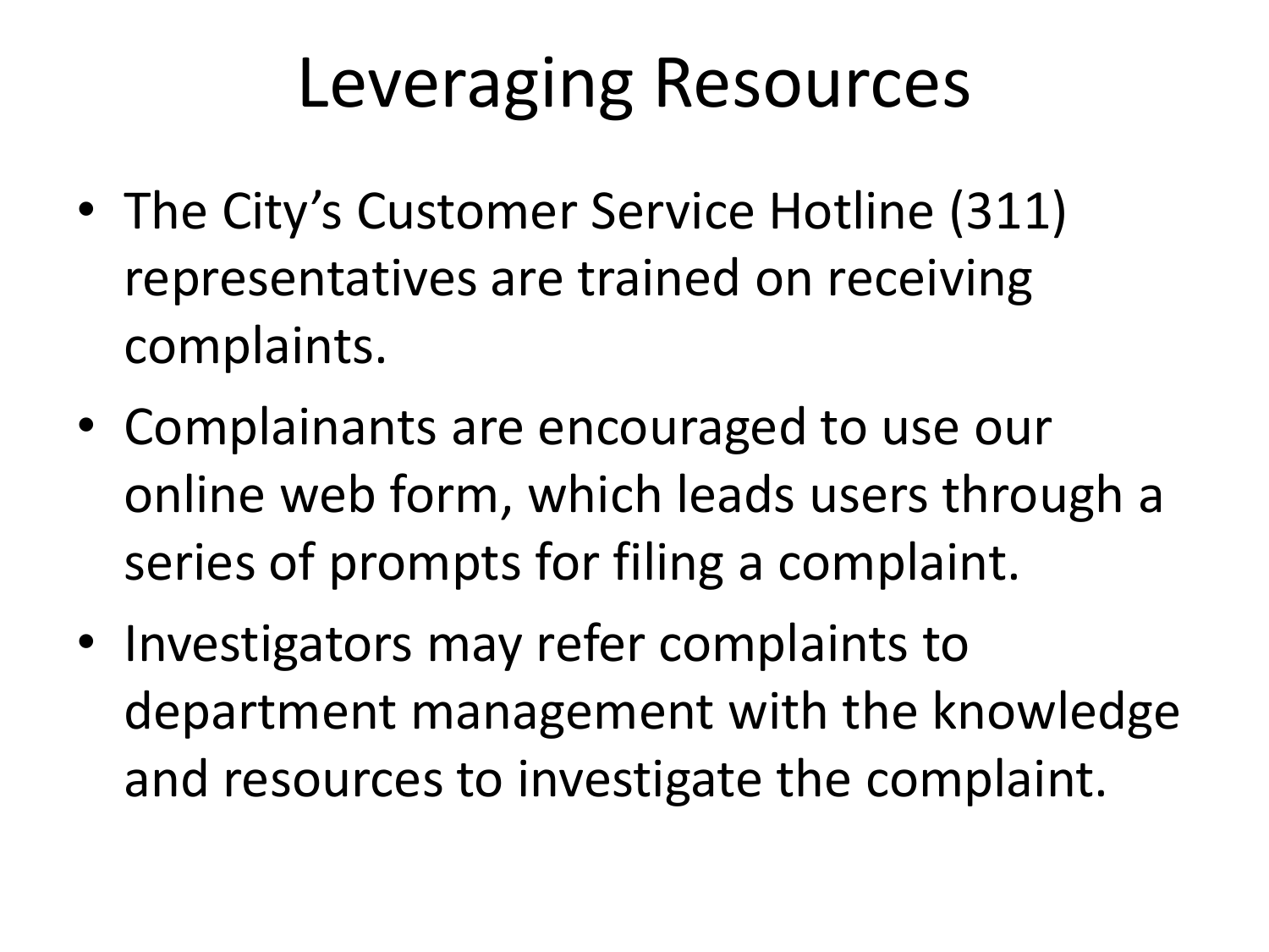# Leveraging Resources

- The City's Customer Service Hotline (311) representatives are trained on receiving complaints.
- Complainants are encouraged to use our online web form, which leads users through a series of prompts for filing a complaint.
- Investigators may refer complaints to department management with the knowledge and resources to investigate the complaint.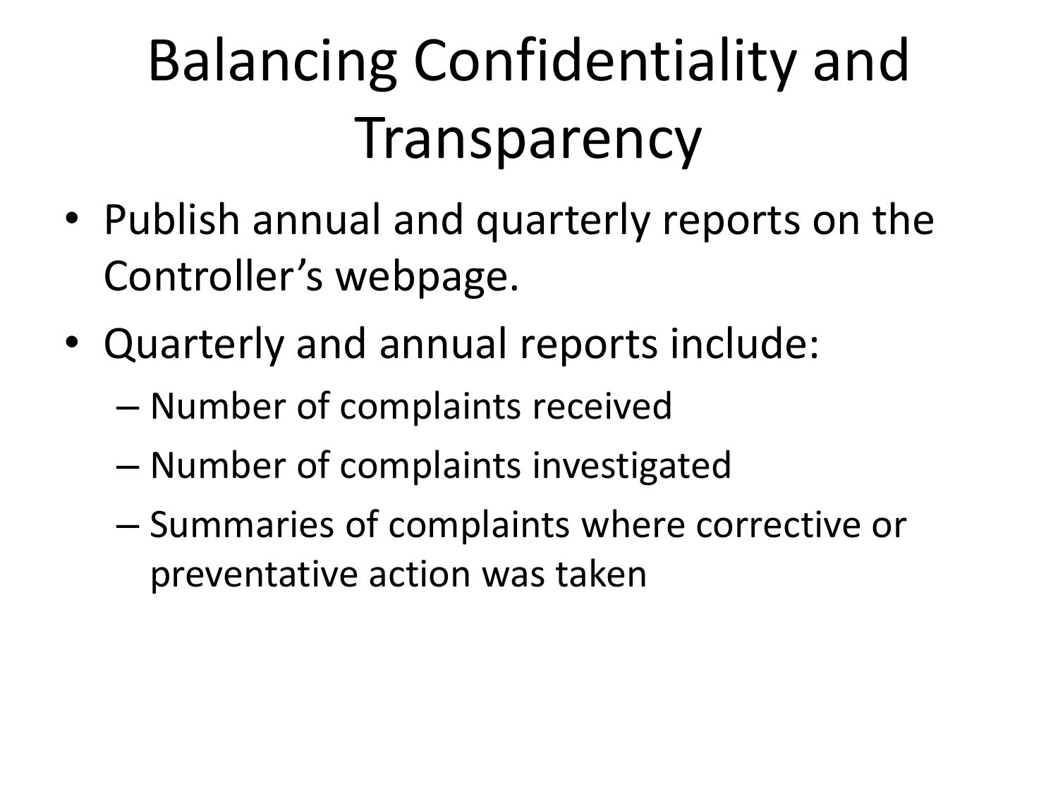# Balancing Confidentiality and Transparency

- Publish annual and quarterly reports on the Controller’s webpage.
- Quarterly and annual reports include:
  - Number of complaints received
  - Number of complaints investigated
  - Summaries of complaints where corrective or preventative action was taken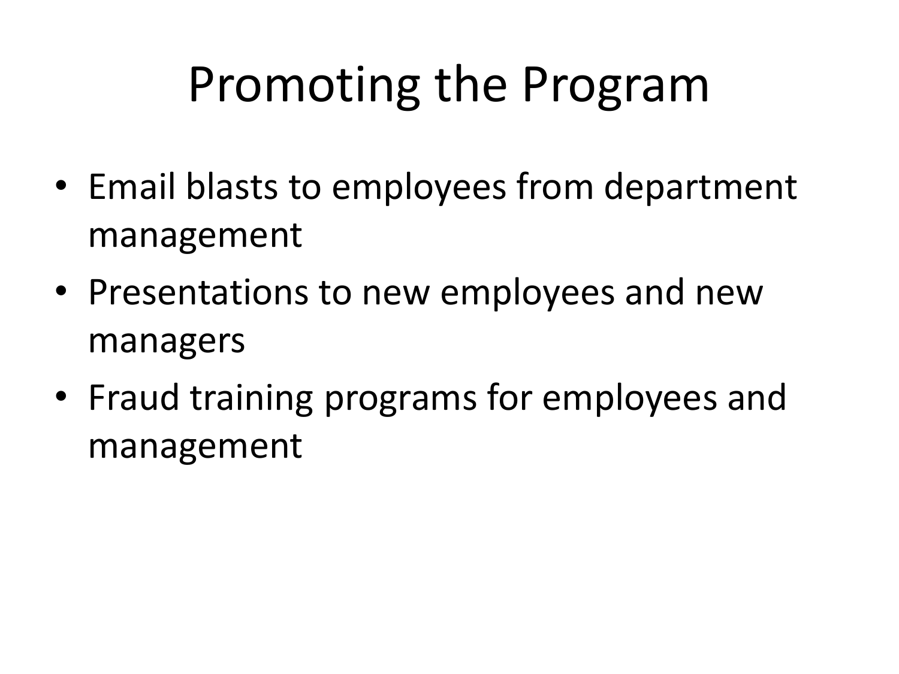# Promoting the Program

- Email blasts to employees from department management
- Presentations to new employees and new managers
- Fraud training programs for employees and management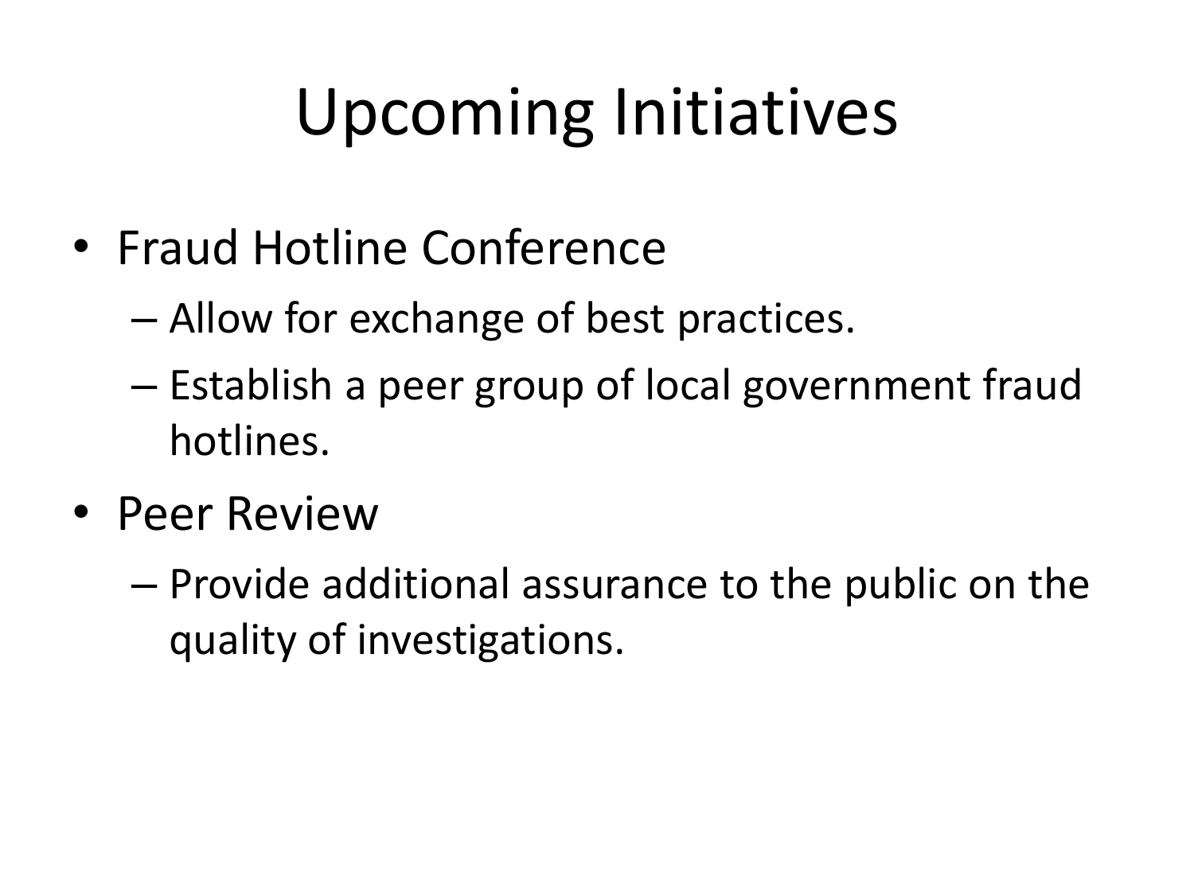# Upcoming Initiatives

- Fraud Hotline Conference
  - Allow for exchange of best practices.
  - Establish a peer group of local government fraud hotlines.
- Peer Review
  - Provide additional assurance to the public on the quality of investigations.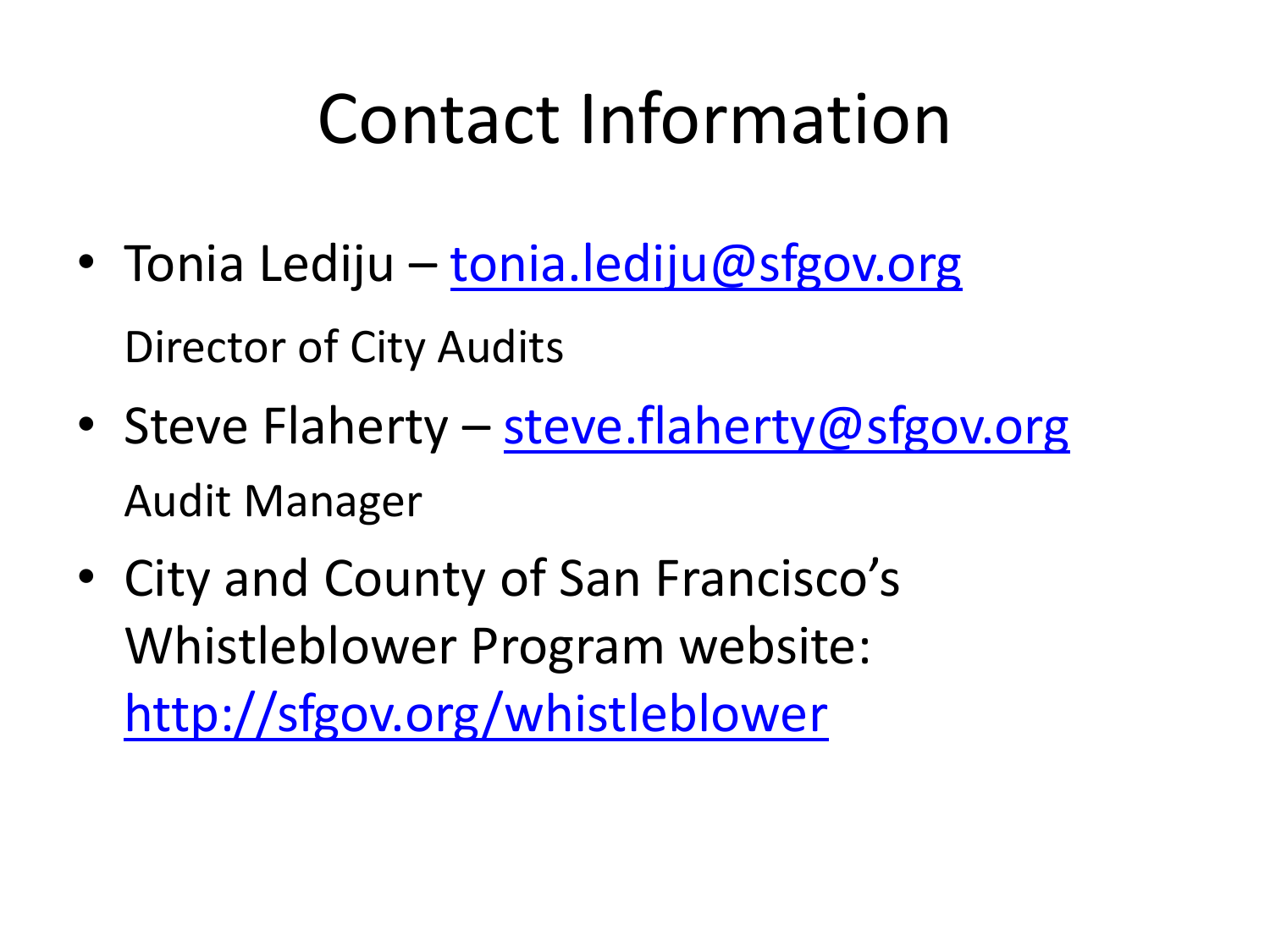# Contact Information

- Tonia Lediju – tonia.lediju@sfgov.org

  Director of City Audits

- Steve Flaherty – steve.flaherty@sfgov.org

  Audit Manager

- City and County of San Francisco's Whistleblower Program website: http://sfgov.org/whistleblower